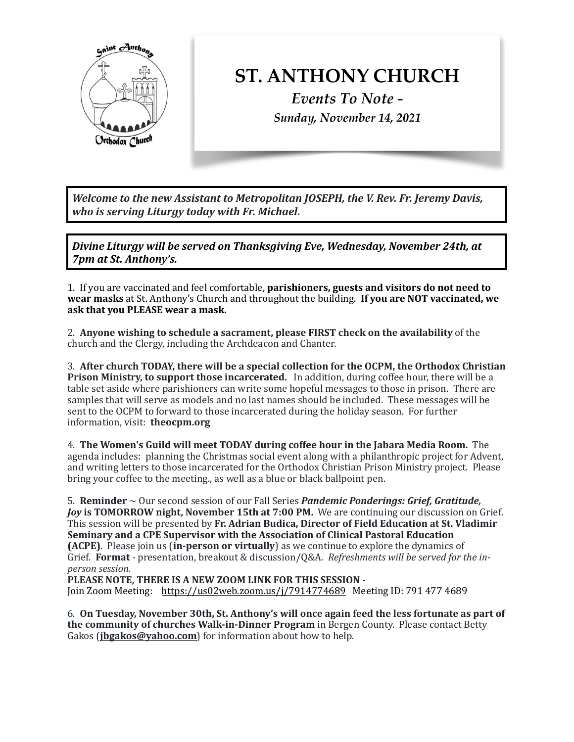# ST. ANTHONY CHURCH

*Events To Note -*

*Sunday, November 14, 2021*

***Welcome to the new Assistant to Metropolitan JOSEPH, the V. Rev. Fr. Jeremy Davis, who is serving Liturgy today with Fr. Michael.***

***Divine Liturgy will be served on Thanksgiving Eve, Wednesday, November 24th, at 7pm at St. Anthony's.***

1. If you are vaccinated and feel comfortable, **parishioners, guests and visitors do not need to wear masks** at St. Anthony's Church and throughout the building. **If you are NOT vaccinated, we ask that you PLEASE wear a mask.**

2. **Anyone wishing to schedule a sacrament, please FIRST check on the availability** of the church and the Clergy, including the Archdeacon and Chanter.

3. **After church TODAY, there will be a special collection for the OCPM, the Orthodox Christian Prison Ministry, to support those incarcerated.** In addition, during coffee hour, there will be a table set aside where parishioners can write some hopeful messages to those in prison. There are samples that will serve as models and no last names should be included. These messages will be sent to the OCPM to forward to those incarcerated during the holiday season. For further information, visit: **theocpm.org**

4. **The Women's Guild will meet TODAY during coffee hour in the Jabara Media Room.** The agenda includes: planning the Christmas social event along with a philanthropic project for Advent, and writing letters to those incarcerated for the Orthodox Christian Prison Ministry project. Please bring your coffee to the meeting., as well as a blue or black ballpoint pen.

5. **Reminder** ~ Our second session of our Fall Series ***Pandemic Ponderings: Grief, Gratitude, Joy*** **is TOMORROW night, November 15th at 7:00 PM.** We are continuing our discussion on Grief. This session will be presented by **Fr. Adrian Budica, Director of Field Education at St. Vladimir Seminary and a CPE Supervisor with the Association of Clinical Pastoral Education (ACPE)**. Please join us (**in-person or virtually**) as we continue to explore the dynamics of Grief. **Format** - presentation, breakout & discussion/Q&A. *Refreshments will be served for the in-person session.*
**PLEASE NOTE, THERE IS A NEW ZOOM LINK FOR THIS SESSION** -
Join Zoom Meeting: https://us02web.zoom.us/j/7914774689 Meeting ID: 791 477 4689

6. **On Tuesday, November 30th, St. Anthony's will once again feed the less fortunate as part of the community of churches Walk-in-Dinner Program** in Bergen County. Please contact Betty Gakos (**jbgakos@yahoo.com**) for information about how to help.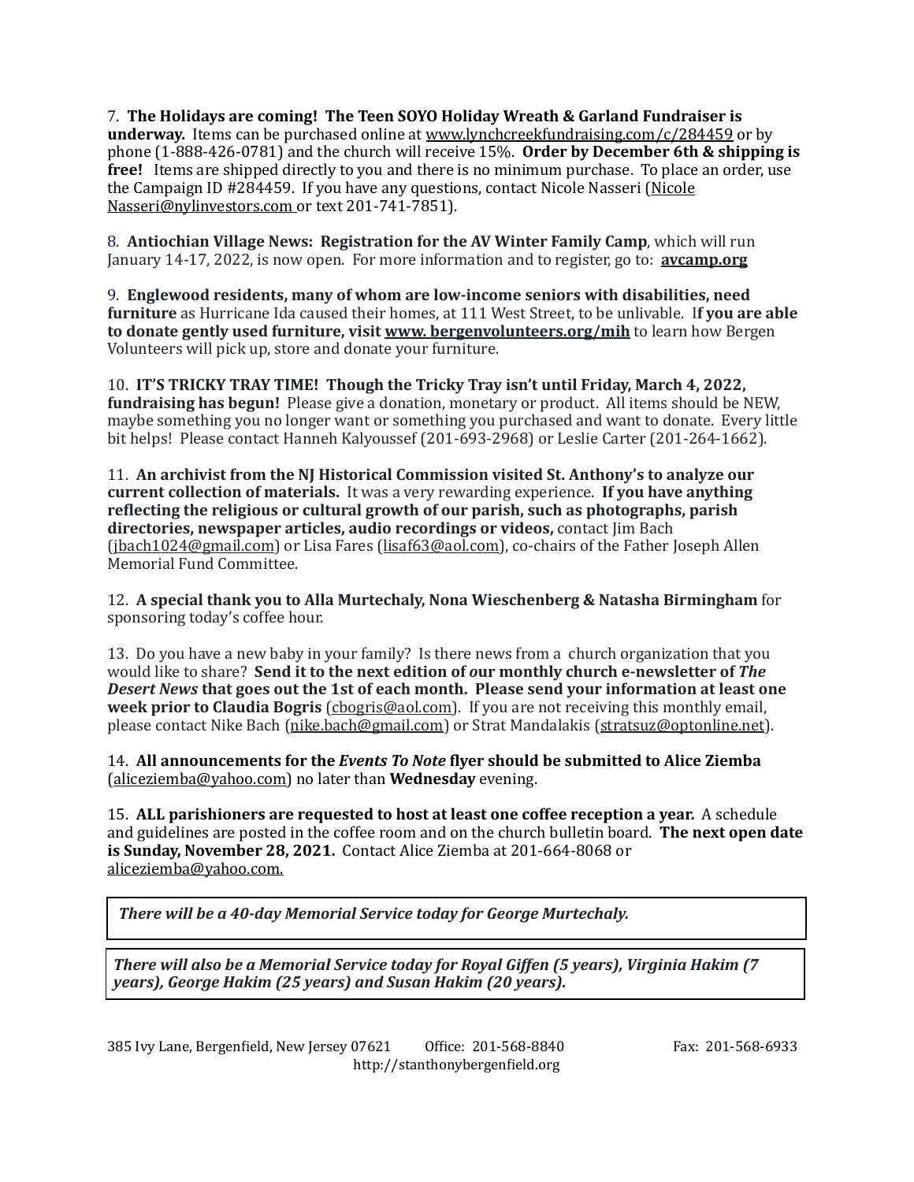7. **The Holidays are coming! The Teen SOYO Holiday Wreath & Garland Fundraiser is underway.** Items can be purchased online at www.lynchcreekfundraising.com/c/284459 or by phone (1-888-426-0781) and the church will receive 15%. **Order by December 6th & shipping is free!** Items are shipped directly to you and there is no minimum purchase. To place an order, use the Campaign ID #284459. If you have any questions, contact Nicole Nasseri (Nicole Nasseri@nylinvestors.com or text 201-741-7851).

8. **Antiochian Village News: Registration for the AV Winter Family Camp**, which will run January 14-17, 2022, is now open. For more information and to register, go to: **avcamp.org**

9. **Englewood residents, many of whom are low-income seniors with disabilities, need furniture** as Hurricane Ida caused their homes, at 111 West Street, to be unlivable. I**f you are able to donate gently used furniture, visit www. bergenvolunteers.org/mih** to learn how Bergen Volunteers will pick up, store and donate your furniture.

10. **IT'S TRICKY TRAY TIME! Though the Tricky Tray isn't until Friday, March 4, 2022, fundraising has begun!** Please give a donation, monetary or product. All items should be NEW, maybe something you no longer want or something you purchased and want to donate. Every little bit helps! Please contact Hanneh Kalyoussef (201-693-2968) or Leslie Carter (201-264-1662).

11. **An archivist from the NJ Historical Commission visited St. Anthony's to analyze our current collection of materials.** It was a very rewarding experience. **If you have anything reflecting the religious or cultural growth of our parish, such as photographs, parish directories, newspaper articles, audio recordings or videos,** contact Jim Bach (jbach1024@gmail.com) or Lisa Fares (lisaf63@aol.com), co-chairs of the Father Joseph Allen Memorial Fund Committee.

12. **A special thank you to Alla Murtechaly, Nona Wieschenberg & Natasha Birmingham** for sponsoring today's coffee hour.

13. Do you have a new baby in your family? Is there news from a church organization that you would like to share? **Send it to the next edition of our monthly church e-newsletter of *The Desert News* that goes out the 1st of each month. Please send your information at least one week prior to Claudia Bogris** (cbogris@aol.com). If you are not receiving this monthly email, please contact Nike Bach (nike.bach@gmail.com) or Strat Mandalakis (stratsuz@optonline.net).

14. **All announcements for the *Events To Note* flyer should be submitted to Alice Ziemba** (aliceziemba@yahoo.com) no later than **Wednesday** evening.

15. **ALL parishioners are requested to host at least one coffee reception a year.** A schedule and guidelines are posted in the coffee room and on the church bulletin board. **The next open date is Sunday, November 28, 2021.** Contact Alice Ziemba at 201-664-8068 or aliceziemba@yahoo.com.

***There will be a 40-day Memorial Service today for George Murtechaly.***

***There will also be a Memorial Service today for Royal Giffen (5 years), Virginia Hakim (7 years), George Hakim (25 years) and Susan Hakim (20 years).***

385 Ivy Lane, Bergenfield, New Jersey 07621 Office: 201-568-8840 Fax: 201-568-6933
http://stanthonybergenfield.org